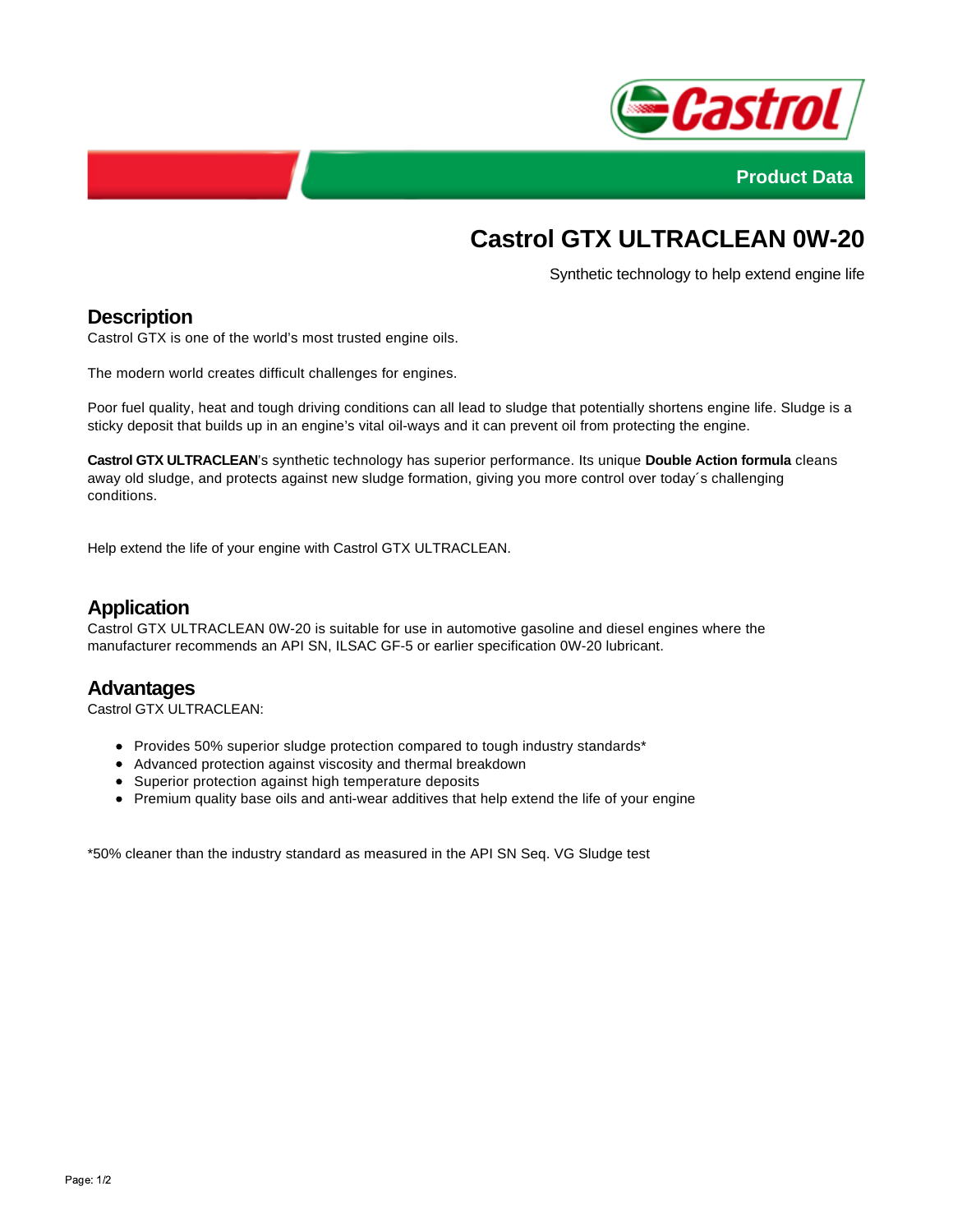Product Data

# Castrol GTX ULTRACLEAN 0W-20

Synthetic technology to help extend engine life

## Description

Castrol GTX is one of the world's most trusted engine oils.

The modern world creates difficult challenges for engines.

Poor fuel quality, heat and tough driving conditions can all lead to sludge that potentially shortens engine life. Sludge is a sticky deposit that builds up in an engine's vital oil-ways and it can prevent oil from protecting the engine.

**Castrol GTX ULTRACLEAN**'s synthetic technology has superior performance. Its unique **Double Action formula** cleans away old sludge, and protects against new sludge formation, giving you more control over today´s challenging conditions.

Help extend the life of your engine with Castrol GTX ULTRACLEAN.

## Application

Castrol GTX ULTRACLEAN 0W-20 is suitable for use in automotive gasoline and diesel engines where the manufacturer recommends an API SN, ILSAC GF-5 or earlier specification 0W-20 lubricant.

## Advantages

Castrol GTX ULTRACLEAN:

- Provides 50% superior sludge protection compared to tough industry standards*
- Advanced protection against viscosity and thermal breakdown
- Superior protection against high temperature deposits
- Premium quality base oils and anti-wear additives that help extend the life of your engine

*50% cleaner than the industry standard as measured in the API SN Seq. VG Sludge test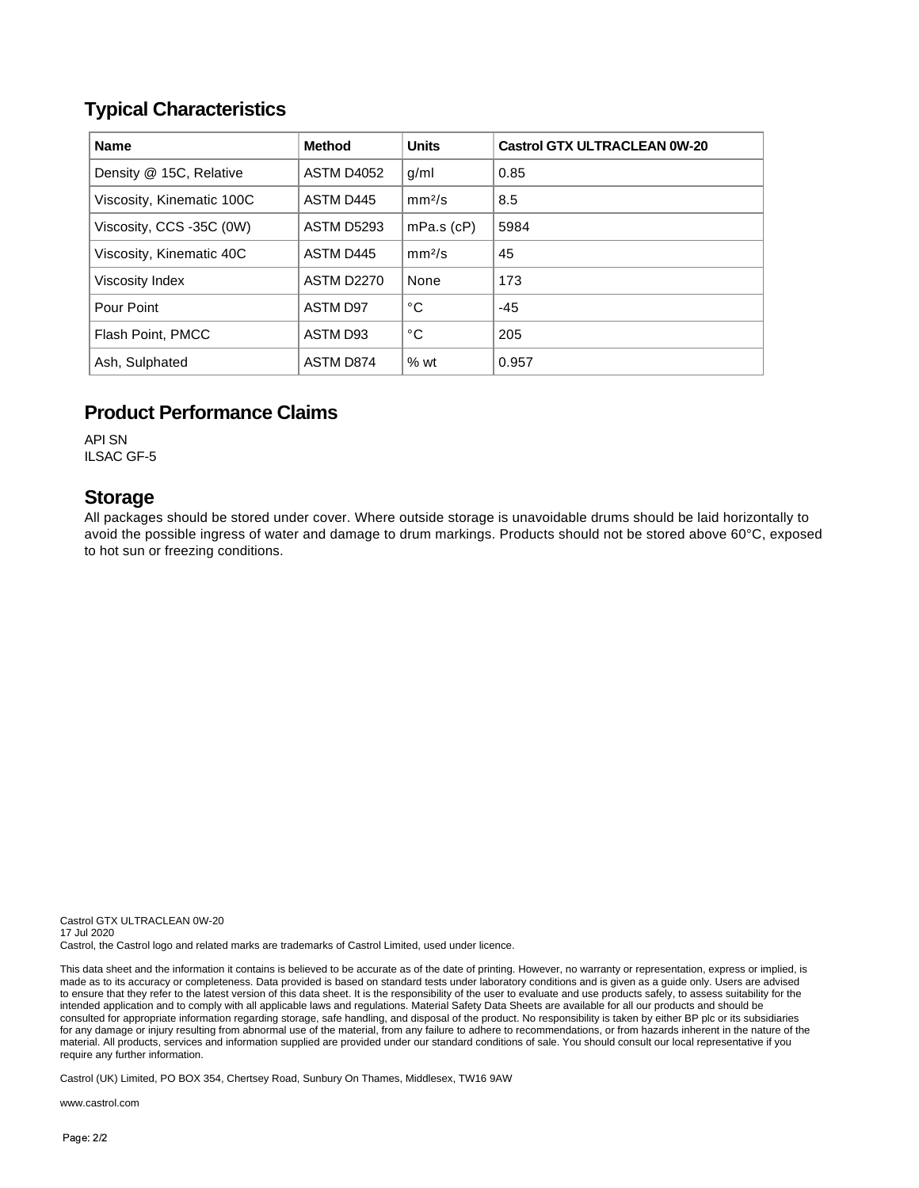## Typical Characteristics

| Name | Method | Units | Castrol GTX ULTRACLEAN 0W-20 |
|---|---|---|---|
| Density @ 15C, Relative | ASTM D4052 | g/ml | 0.85 |
| Viscosity, Kinematic 100C | ASTM D445 | $mm^2/s$ | 8.5 |
| Viscosity, CCS -35C (0W) | ASTM D5293 | mPa.s (cP) | 5984 |
| Viscosity, Kinematic 40C | ASTM D445 | $mm^2/s$ | 45 |
| Viscosity Index | ASTM D2270 | None | 173 |
| Pour Point | ASTM D97 | °C | -45 |
| Flash Point, PMCC | ASTM D93 | °C | 205 |
| Ash, Sulphated | ASTM D874 | % wt | 0.957 |

## Product Performance Claims

API SN
ILSAC GF-5

## Storage

All packages should be stored under cover. Where outside storage is unavoidable drums should be laid horizontally to avoid the possible ingress of water and damage to drum markings. Products should not be stored above 60°C, exposed to hot sun or freezing conditions.

Castrol GTX ULTRACLEAN 0W-20
17 Jul 2020
Castrol, the Castrol logo and related marks are trademarks of Castrol Limited, used under licence.

This data sheet and the information it contains is believed to be accurate as of the date of printing. However, no warranty or representation, express or implied, is made as to its accuracy or completeness. Data provided is based on standard tests under laboratory conditions and is given as a guide only. Users are advised to ensure that they refer to the latest version of this data sheet. It is the responsibility of the user to evaluate and use products safely, to assess suitability for the intended application and to comply with all applicable laws and regulations. Material Safety Data Sheets are available for all our products and should be consulted for appropriate information regarding storage, safe handling, and disposal of the product. No responsibility is taken by either BP plc or its subsidiaries for any damage or injury resulting from abnormal use of the material, from any failure to adhere to recommendations, or from hazards inherent in the nature of the material. All products, services and information supplied are provided under our standard conditions of sale. You should consult our local representative if you require any further information.

Castrol (UK) Limited, PO BOX 354, Chertsey Road, Sunbury On Thames, Middlesex, TW16 9AW

www.castrol.com